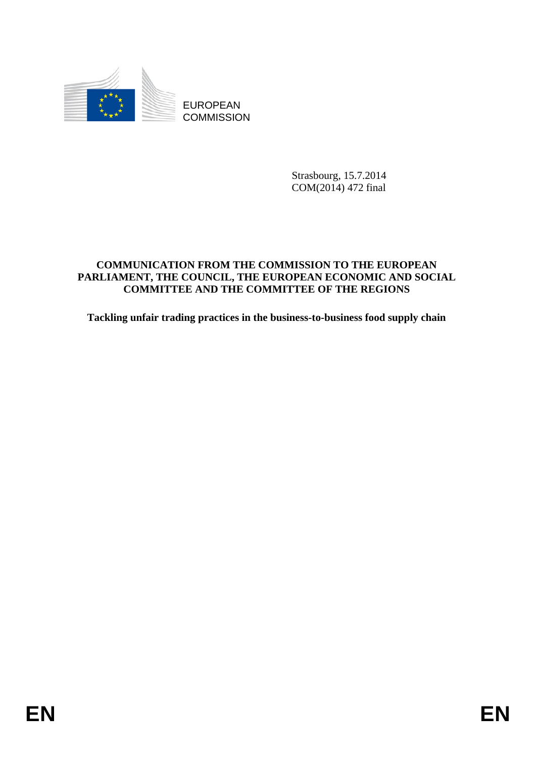EUROPEAN COMMISSION

Strasbourg, 15.7.2014
COM(2014) 472 final

**COMMUNICATION FROM THE COMMISSION TO THE EUROPEAN PARLIAMENT, THE COUNCIL, THE EUROPEAN ECONOMIC AND SOCIAL COMMITTEE AND THE COMMITTEE OF THE REGIONS**

**Tackling unfair trading practices in the business-to-business food supply chain**

EN EN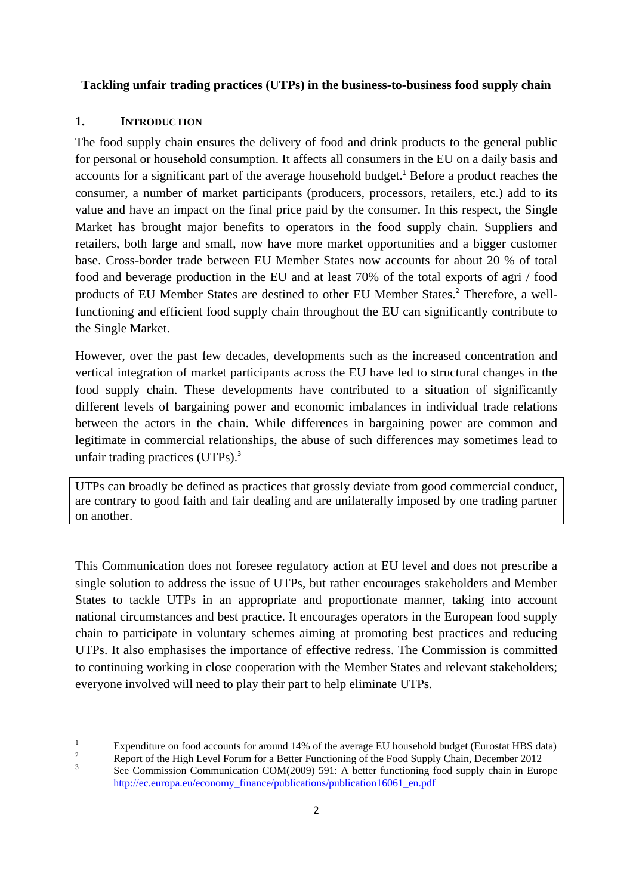**Tackling unfair trading practices (UTPs) in the business-to-business food supply chain**

## 1. INTRODUCTION

The food supply chain ensures the delivery of food and drink products to the general public for personal or household consumption. It affects all consumers in the EU on a daily basis and accounts for a significant part of the average household budget.[1] Before a product reaches the consumer, a number of market participants (producers, processors, retailers, etc.) add to its value and have an impact on the final price paid by the consumer. In this respect, the Single Market has brought major benefits to operators in the food supply chain. Suppliers and retailers, both large and small, now have more market opportunities and a bigger customer base. Cross-border trade between EU Member States now accounts for about 20 % of total food and beverage production in the EU and at least 70% of the total exports of agri / food products of EU Member States are destined to other EU Member States.[2] Therefore, a well-functioning and efficient food supply chain throughout the EU can significantly contribute to the Single Market.

However, over the past few decades, developments such as the increased concentration and vertical integration of market participants across the EU have led to structural changes in the food supply chain. These developments have contributed to a situation of significantly different levels of bargaining power and economic imbalances in individual trade relations between the actors in the chain. While differences in bargaining power are common and legitimate in commercial relationships, the abuse of such differences may sometimes lead to unfair trading practices (UTPs).[3]

> UTPs can broadly be defined as practices that grossly deviate from good commercial conduct, are contrary to good faith and fair dealing and are unilaterally imposed by one trading partner on another.

This Communication does not foresee regulatory action at EU level and does not prescribe a single solution to address the issue of UTPs, but rather encourages stakeholders and Member States to tackle UTPs in an appropriate and proportionate manner, taking into account national circumstances and best practice. It encourages operators in the European food supply chain to participate in voluntary schemes aiming at promoting best practices and reducing UTPs. It also emphasises the importance of effective redress. The Commission is committed to continuing working in close cooperation with the Member States and relevant stakeholders; everyone involved will need to play their part to help eliminate UTPs.

---

[1] Expenditure on food accounts for around 14% of the average EU household budget (Eurostat HBS data)

[2] Report of the High Level Forum for a Better Functioning of the Food Supply Chain, December 2012

[3] See Commission Communication COM(2009) 591: A better functioning food supply chain in Europe http://ec.europa.eu/economy_finance/publications/publication16061_en.pdf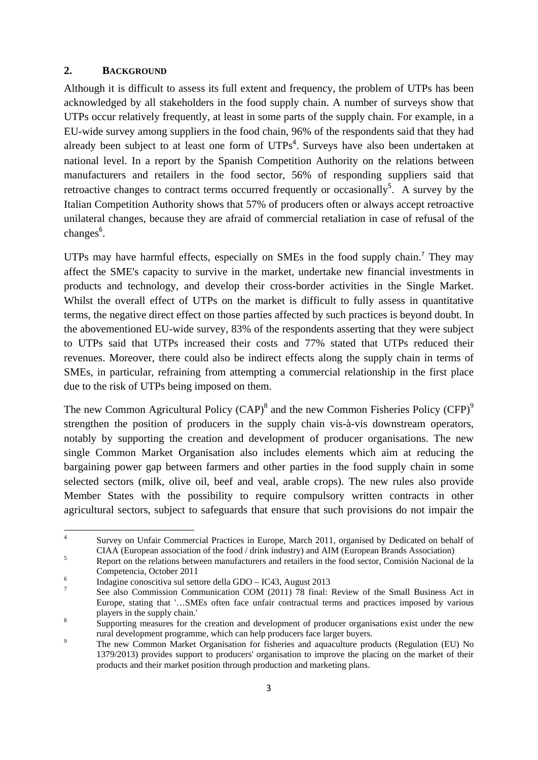## 2. BACKGROUND

Although it is difficult to assess its full extent and frequency, the problem of UTPs has been acknowledged by all stakeholders in the food supply chain. A number of surveys show that UTPs occur relatively frequently, at least in some parts of the supply chain. For example, in a EU-wide survey among suppliers in the food chain, 96% of the respondents said that they had already been subject to at least one form of UTPs[4]. Surveys have also been undertaken at national level. In a report by the Spanish Competition Authority on the relations between manufacturers and retailers in the food sector, 56% of responding suppliers said that retroactive changes to contract terms occurred frequently or occasionally[5]. A survey by the Italian Competition Authority shows that 57% of producers often or always accept retroactive unilateral changes, because they are afraid of commercial retaliation in case of refusal of the changes[6].

UTPs may have harmful effects, especially on SMEs in the food supply chain.[7] They may affect the SME's capacity to survive in the market, undertake new financial investments in products and technology, and develop their cross-border activities in the Single Market. Whilst the overall effect of UTPs on the market is difficult to fully assess in quantitative terms, the negative direct effect on those parties affected by such practices is beyond doubt. In the abovementioned EU-wide survey, 83% of the respondents asserting that they were subject to UTPs said that UTPs increased their costs and 77% stated that UTPs reduced their revenues. Moreover, there could also be indirect effects along the supply chain in terms of SMEs, in particular, refraining from attempting a commercial relationship in the first place due to the risk of UTPs being imposed on them.

The new Common Agricultural Policy (CAP)[8] and the new Common Fisheries Policy (CFP)[9] strengthen the position of producers in the supply chain vis-à-vis downstream operators, notably by supporting the creation and development of producer organisations. The new single Common Market Organisation also includes elements which aim at reducing the bargaining power gap between farmers and other parties in the food supply chain in some selected sectors (milk, olive oil, beef and veal, arable crops). The new rules also provide Member States with the possibility to require compulsory written contracts in other agricultural sectors, subject to safeguards that ensure that such provisions do not impair the

---

[4] Survey on Unfair Commercial Practices in Europe, March 2011, organised by Dedicated on behalf of CIAA (European association of the food / drink industry) and AIM (European Brands Association)

[5] Report on the relations between manufacturers and retailers in the food sector, Comisión Nacional de la Competencia, October 2011

[6] Indagine conoscitiva sul settore della GDO – IC43, August 2013

[7] See also Commission Communication COM (2011) 78 final: Review of the Small Business Act in Europe, stating that '…SMEs often face unfair contractual terms and practices imposed by various players in the supply chain.'

[8] Supporting measures for the creation and development of producer organisations exist under the new rural development programme, which can help producers face larger buyers.

[9] The new Common Market Organisation for fisheries and aquaculture products (Regulation (EU) No 1379/2013) provides support to producers' organisation to improve the placing on the market of their products and their market position through production and marketing plans.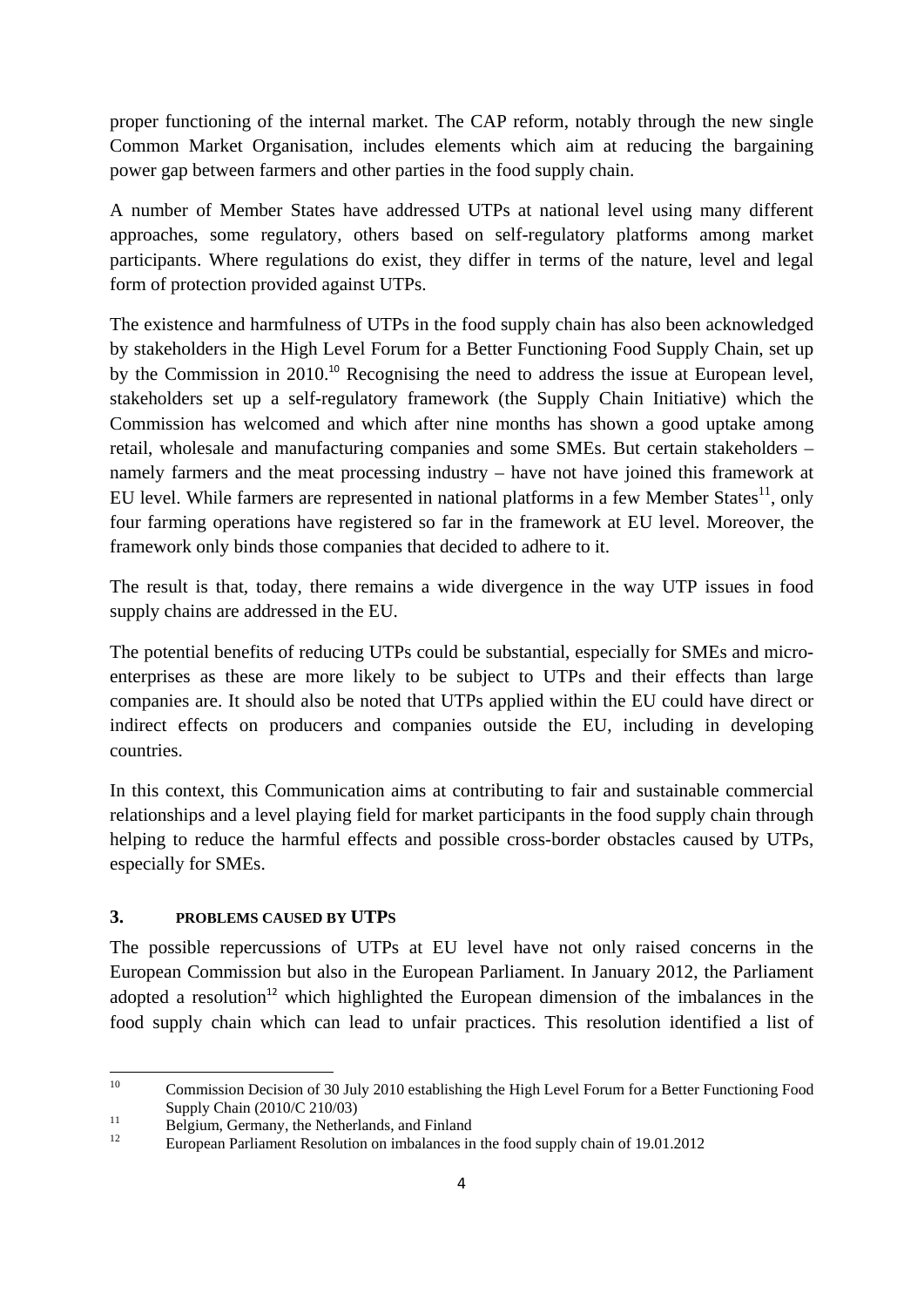proper functioning of the internal market. The CAP reform, notably through the new single Common Market Organisation, includes elements which aim at reducing the bargaining power gap between farmers and other parties in the food supply chain.

A number of Member States have addressed UTPs at national level using many different approaches, some regulatory, others based on self-regulatory platforms among market participants. Where regulations do exist, they differ in terms of the nature, level and legal form of protection provided against UTPs.

The existence and harmfulness of UTPs in the food supply chain has also been acknowledged by stakeholders in the High Level Forum for a Better Functioning Food Supply Chain, set up by the Commission in 2010.[10] Recognising the need to address the issue at European level, stakeholders set up a self-regulatory framework (the Supply Chain Initiative) which the Commission has welcomed and which after nine months has shown a good uptake among retail, wholesale and manufacturing companies and some SMEs. But certain stakeholders – namely farmers and the meat processing industry – have not have joined this framework at EU level. While farmers are represented in national platforms in a few Member States[11], only four farming operations have registered so far in the framework at EU level. Moreover, the framework only binds those companies that decided to adhere to it.

The result is that, today, there remains a wide divergence in the way UTP issues in food supply chains are addressed in the EU.

The potential benefits of reducing UTPs could be substantial, especially for SMEs and micro-enterprises as these are more likely to be subject to UTPs and their effects than large companies are. It should also be noted that UTPs applied within the EU could have direct or indirect effects on producers and companies outside the EU, including in developing countries.

In this context, this Communication aims at contributing to fair and sustainable commercial relationships and a level playing field for market participants in the food supply chain through helping to reduce the harmful effects and possible cross-border obstacles caused by UTPs, especially for SMEs.

## 3. PROBLEMS CAUSED BY UTPS

The possible repercussions of UTPs at EU level have not only raised concerns in the European Commission but also in the European Parliament. In January 2012, the Parliament adopted a resolution[12] which highlighted the European dimension of the imbalances in the food supply chain which can lead to unfair practices. This resolution identified a list of

[10] Commission Decision of 30 July 2010 establishing the High Level Forum for a Better Functioning Food Supply Chain (2010/C 210/03)

[11] Belgium, Germany, the Netherlands, and Finland

[12] European Parliament Resolution on imbalances in the food supply chain of 19.01.2012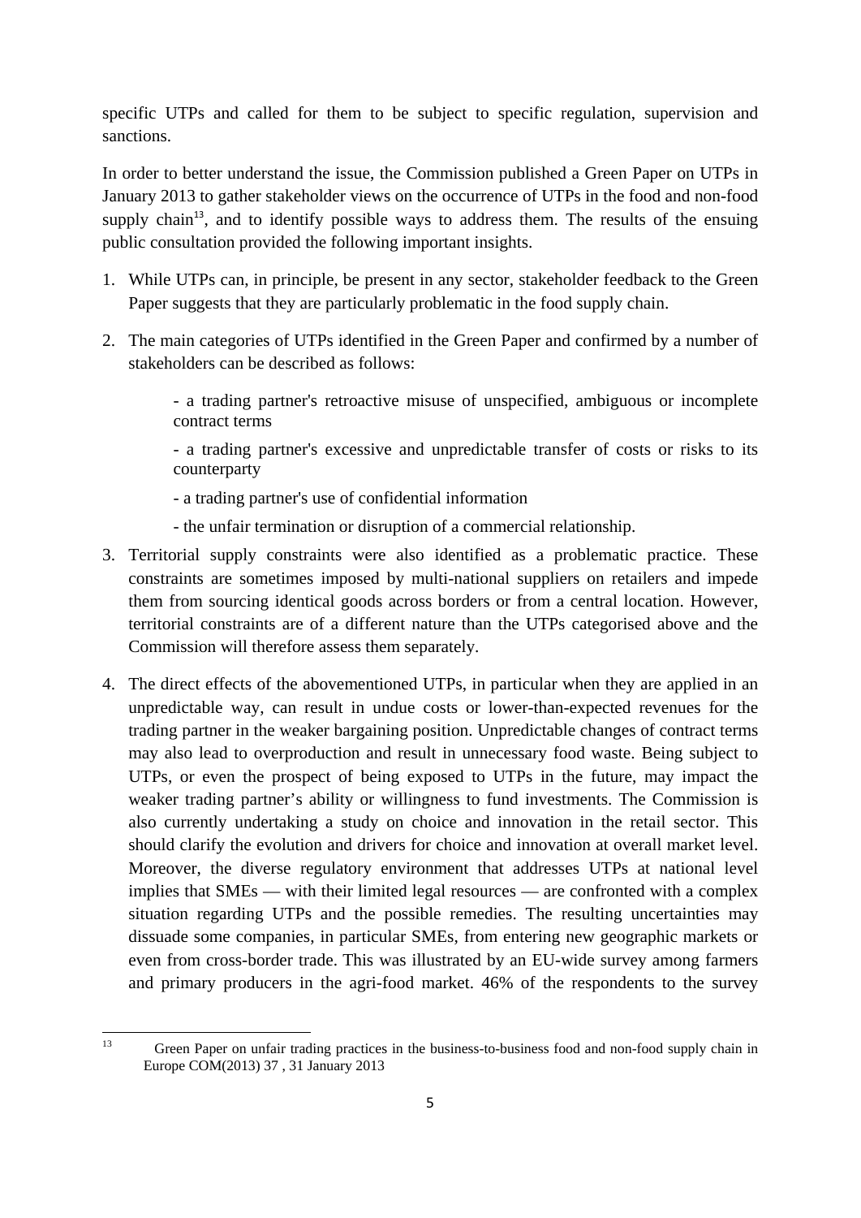specific UTPs and called for them to be subject to specific regulation, supervision and sanctions.

In order to better understand the issue, the Commission published a Green Paper on UTPs in January 2013 to gather stakeholder views on the occurrence of UTPs in the food and non-food supply chain[13], and to identify possible ways to address them. The results of the ensuing public consultation provided the following important insights.

1. While UTPs can, in principle, be present in any sector, stakeholder feedback to the Green Paper suggests that they are particularly problematic in the food supply chain.

2. The main categories of UTPs identified in the Green Paper and confirmed by a number of stakeholders can be described as follows:

   - a trading partner's retroactive misuse of unspecified, ambiguous or incomplete contract terms

   - a trading partner's excessive and unpredictable transfer of costs or risks to its counterparty

   - a trading partner's use of confidential information

   - the unfair termination or disruption of a commercial relationship.

3. Territorial supply constraints were also identified as a problematic practice. These constraints are sometimes imposed by multi-national suppliers on retailers and impede them from sourcing identical goods across borders or from a central location. However, territorial constraints are of a different nature than the UTPs categorised above and the Commission will therefore assess them separately.

4. The direct effects of the abovementioned UTPs, in particular when they are applied in an unpredictable way, can result in undue costs or lower-than-expected revenues for the trading partner in the weaker bargaining position. Unpredictable changes of contract terms may also lead to overproduction and result in unnecessary food waste. Being subject to UTPs, or even the prospect of being exposed to UTPs in the future, may impact the weaker trading partner's ability or willingness to fund investments. The Commission is also currently undertaking a study on choice and innovation in the retail sector. This should clarify the evolution and drivers for choice and innovation at overall market level. Moreover, the diverse regulatory environment that addresses UTPs at national level implies that SMEs — with their limited legal resources — are confronted with a complex situation regarding UTPs and the possible remedies. The resulting uncertainties may dissuade some companies, in particular SMEs, from entering new geographic markets or even from cross-border trade. This was illustrated by an EU-wide survey among farmers and primary producers in the agri-food market. 46% of the respondents to the survey

---

[13] Green Paper on unfair trading practices in the business-to-business food and non-food supply chain in Europe COM(2013) 37 , 31 January 2013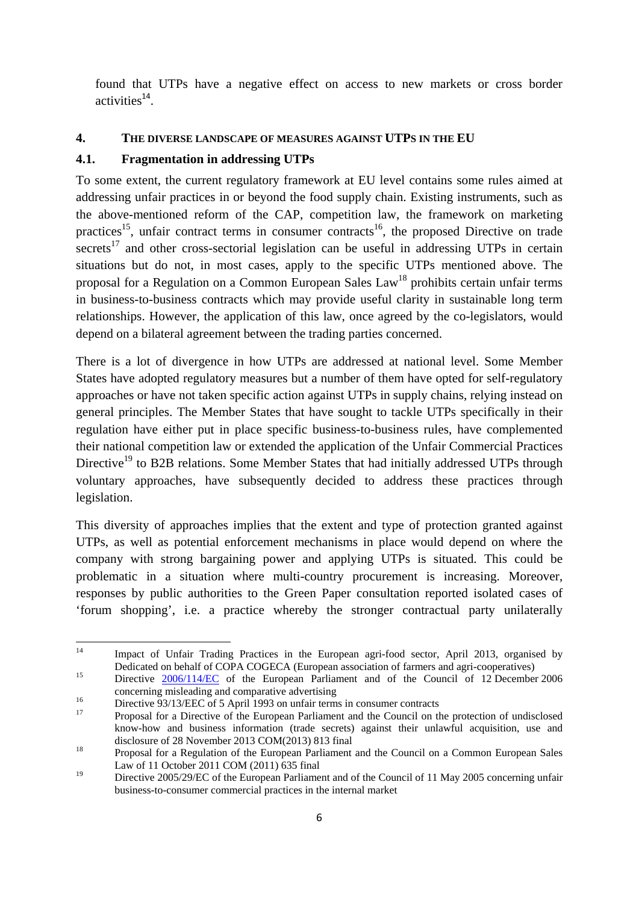found that UTPs have a negative effect on access to new markets or cross border activities[14].

## 4. THE DIVERSE LANDSCAPE OF MEASURES AGAINST UTPS IN THE EU

### 4.1. Fragmentation in addressing UTPs

To some extent, the current regulatory framework at EU level contains some rules aimed at addressing unfair practices in or beyond the food supply chain. Existing instruments, such as the above-mentioned reform of the CAP, competition law, the framework on marketing practices[15], unfair contract terms in consumer contracts[16], the proposed Directive on trade secrets[17] and other cross-sectorial legislation can be useful in addressing UTPs in certain situations but do not, in most cases, apply to the specific UTPs mentioned above. The proposal for a Regulation on a Common European Sales Law[18] prohibits certain unfair terms in business-to-business contracts which may provide useful clarity in sustainable long term relationships. However, the application of this law, once agreed by the co-legislators, would depend on a bilateral agreement between the trading parties concerned.

There is a lot of divergence in how UTPs are addressed at national level. Some Member States have adopted regulatory measures but a number of them have opted for self-regulatory approaches or have not taken specific action against UTPs in supply chains, relying instead on general principles. The Member States that have sought to tackle UTPs specifically in their regulation have either put in place specific business-to-business rules, have complemented their national competition law or extended the application of the Unfair Commercial Practices Directive[19] to B2B relations. Some Member States that had initially addressed UTPs through voluntary approaches, have subsequently decided to address these practices through legislation.

This diversity of approaches implies that the extent and type of protection granted against UTPs, as well as potential enforcement mechanisms in place would depend on where the company with strong bargaining power and applying UTPs is situated. This could be problematic in a situation where multi-country procurement is increasing. Moreover, responses by public authorities to the Green Paper consultation reported isolated cases of 'forum shopping', i.e. a practice whereby the stronger contractual party unilaterally

---

[14] Impact of Unfair Trading Practices in the European agri-food sector, April 2013, organised by Dedicated on behalf of COPA COGECA (European association of farmers and agri-cooperatives)

[15] Directive 2006/114/EC of the European Parliament and of the Council of 12 December 2006 concerning misleading and comparative advertising

[16] Directive 93/13/EEC of 5 April 1993 on unfair terms in consumer contracts

[17] Proposal for a Directive of the European Parliament and the Council on the protection of undisclosed know-how and business information (trade secrets) against their unlawful acquisition, use and disclosure of 28 November 2013 COM(2013) 813 final

[18] Proposal for a Regulation of the European Parliament and the Council on a Common European Sales Law of 11 October 2011 COM (2011) 635 final

[19] Directive 2005/29/EC of the European Parliament and of the Council of 11 May 2005 concerning unfair business-to-consumer commercial practices in the internal market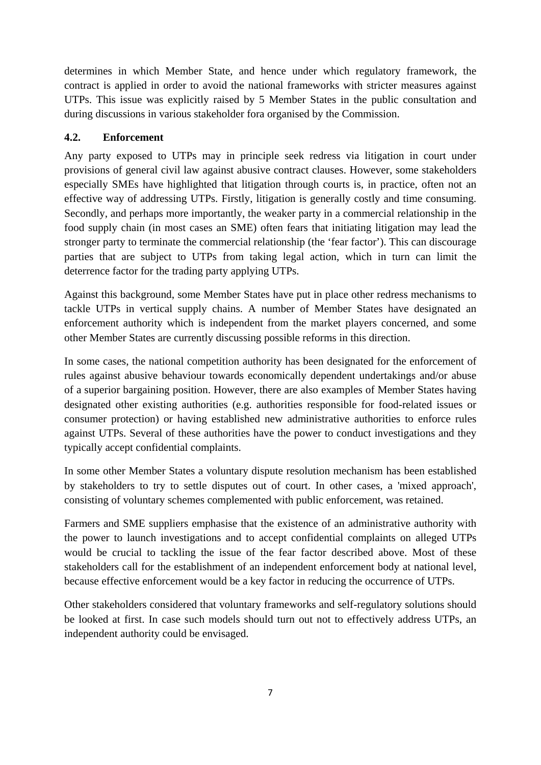determines in which Member State, and hence under which regulatory framework, the contract is applied in order to avoid the national frameworks with stricter measures against UTPs. This issue was explicitly raised by 5 Member States in the public consultation and during discussions in various stakeholder fora organised by the Commission.

### 4.2. Enforcement

Any party exposed to UTPs may in principle seek redress via litigation in court under provisions of general civil law against abusive contract clauses. However, some stakeholders especially SMEs have highlighted that litigation through courts is, in practice, often not an effective way of addressing UTPs. Firstly, litigation is generally costly and time consuming. Secondly, and perhaps more importantly, the weaker party in a commercial relationship in the food supply chain (in most cases an SME) often fears that initiating litigation may lead the stronger party to terminate the commercial relationship (the 'fear factor'). This can discourage parties that are subject to UTPs from taking legal action, which in turn can limit the deterrence factor for the trading party applying UTPs.

Against this background, some Member States have put in place other redress mechanisms to tackle UTPs in vertical supply chains. A number of Member States have designated an enforcement authority which is independent from the market players concerned, and some other Member States are currently discussing possible reforms in this direction.

In some cases, the national competition authority has been designated for the enforcement of rules against abusive behaviour towards economically dependent undertakings and/or abuse of a superior bargaining position. However, there are also examples of Member States having designated other existing authorities (e.g. authorities responsible for food-related issues or consumer protection) or having established new administrative authorities to enforce rules against UTPs. Several of these authorities have the power to conduct investigations and they typically accept confidential complaints.

In some other Member States a voluntary dispute resolution mechanism has been established by stakeholders to try to settle disputes out of court. In other cases, a 'mixed approach', consisting of voluntary schemes complemented with public enforcement, was retained.

Farmers and SME suppliers emphasise that the existence of an administrative authority with the power to launch investigations and to accept confidential complaints on alleged UTPs would be crucial to tackling the issue of the fear factor described above. Most of these stakeholders call for the establishment of an independent enforcement body at national level, because effective enforcement would be a key factor in reducing the occurrence of UTPs.

Other stakeholders considered that voluntary frameworks and self-regulatory solutions should be looked at first. In case such models should turn out not to effectively address UTPs, an independent authority could be envisaged.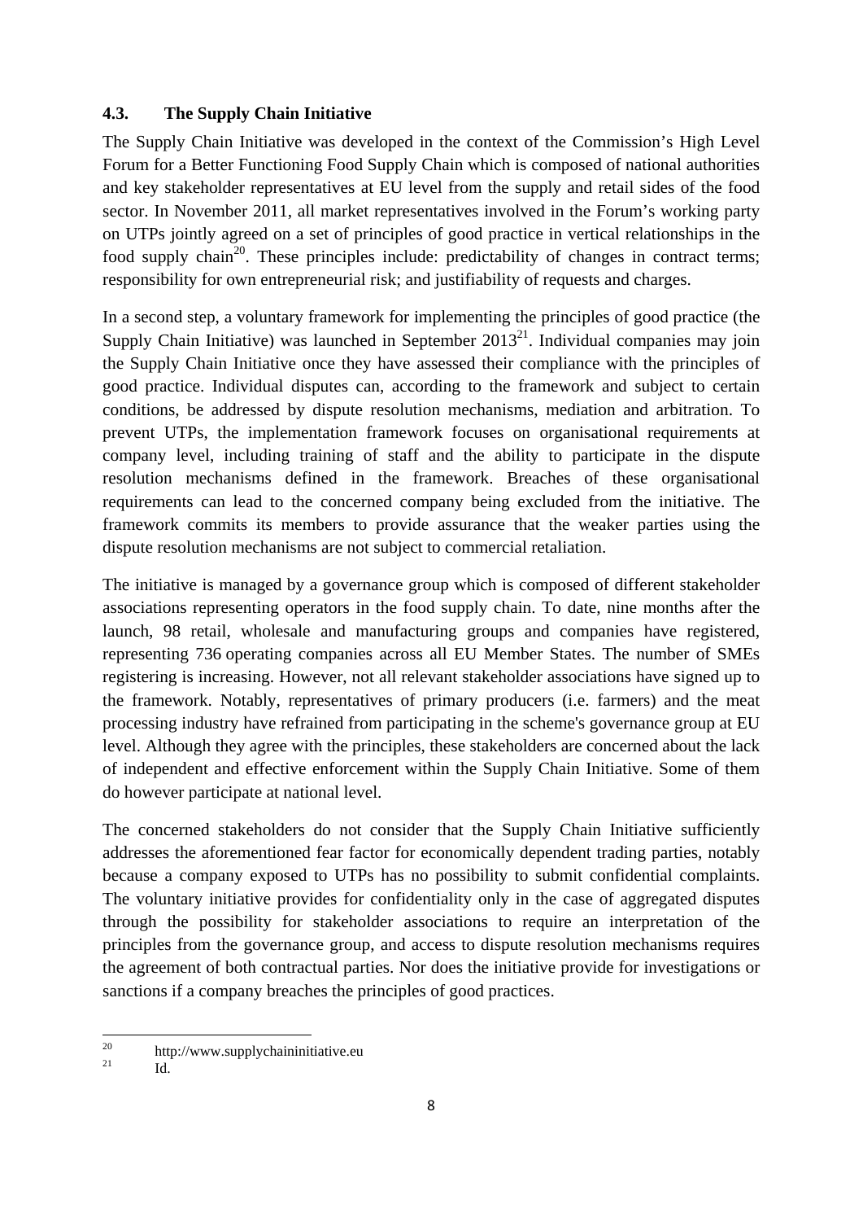### 4.3. The Supply Chain Initiative

The Supply Chain Initiative was developed in the context of the Commission's High Level Forum for a Better Functioning Food Supply Chain which is composed of national authorities and key stakeholder representatives at EU level from the supply and retail sides of the food sector. In November 2011, all market representatives involved in the Forum's working party on UTPs jointly agreed on a set of principles of good practice in vertical relationships in the food supply chain[20]. These principles include: predictability of changes in contract terms; responsibility for own entrepreneurial risk; and justifiability of requests and charges.

In a second step, a voluntary framework for implementing the principles of good practice (the Supply Chain Initiative) was launched in September 2013[21]. Individual companies may join the Supply Chain Initiative once they have assessed their compliance with the principles of good practice. Individual disputes can, according to the framework and subject to certain conditions, be addressed by dispute resolution mechanisms, mediation and arbitration. To prevent UTPs, the implementation framework focuses on organisational requirements at company level, including training of staff and the ability to participate in the dispute resolution mechanisms defined in the framework. Breaches of these organisational requirements can lead to the concerned company being excluded from the initiative. The framework commits its members to provide assurance that the weaker parties using the dispute resolution mechanisms are not subject to commercial retaliation.

The initiative is managed by a governance group which is composed of different stakeholder associations representing operators in the food supply chain. To date, nine months after the launch, 98 retail, wholesale and manufacturing groups and companies have registered, representing 736 operating companies across all EU Member States. The number of SMEs registering is increasing. However, not all relevant stakeholder associations have signed up to the framework. Notably, representatives of primary producers (i.e. farmers) and the meat processing industry have refrained from participating in the scheme's governance group at EU level. Although they agree with the principles, these stakeholders are concerned about the lack of independent and effective enforcement within the Supply Chain Initiative. Some of them do however participate at national level.

The concerned stakeholders do not consider that the Supply Chain Initiative sufficiently addresses the aforementioned fear factor for economically dependent trading parties, notably because a company exposed to UTPs has no possibility to submit confidential complaints. The voluntary initiative provides for confidentiality only in the case of aggregated disputes through the possibility for stakeholder associations to require an interpretation of the principles from the governance group, and access to dispute resolution mechanisms requires the agreement of both contractual parties. Nor does the initiative provide for investigations or sanctions if a company breaches the principles of good practices.

---

[20] http://www.supplychaininitiative.eu

[21] Id.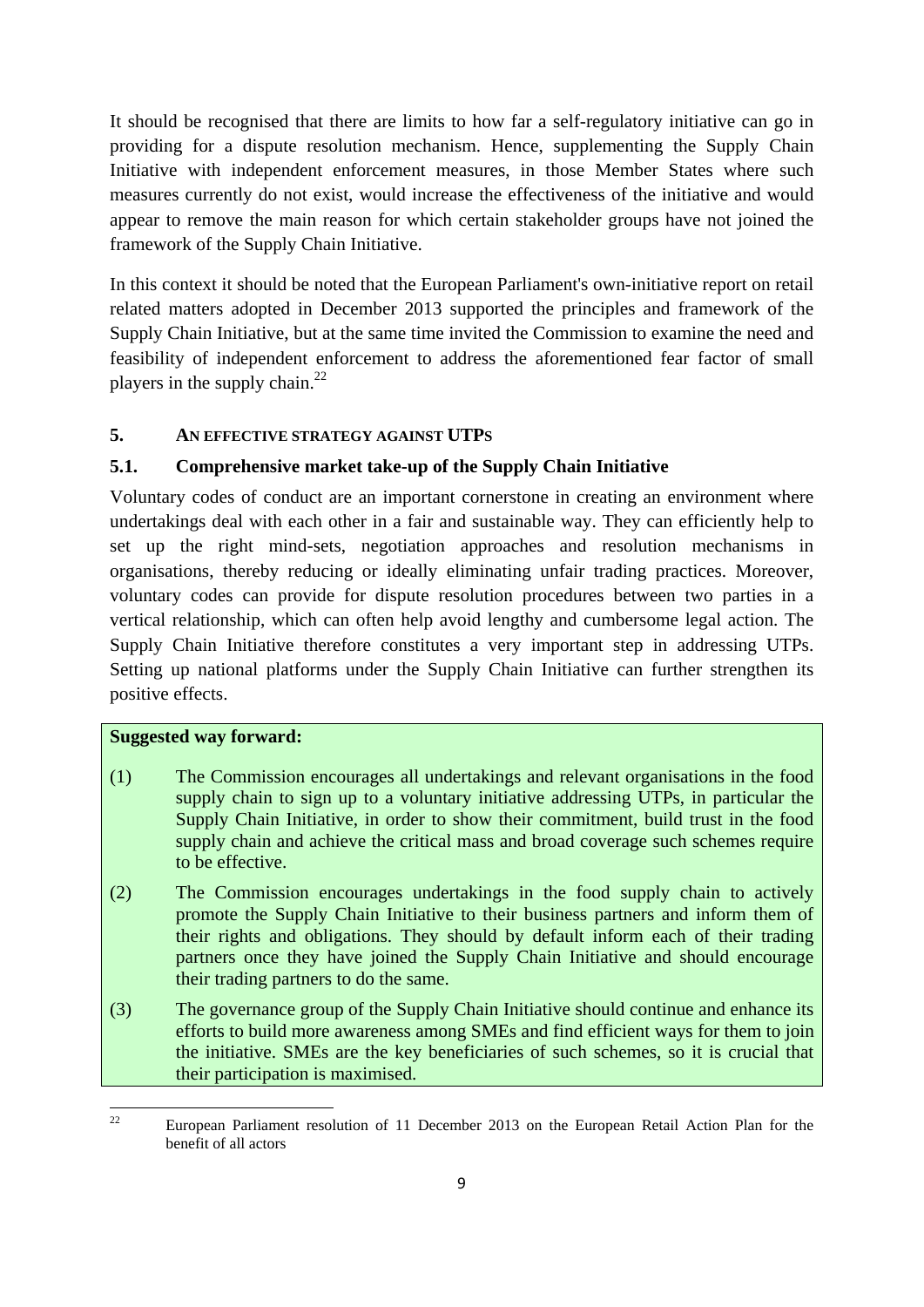It should be recognised that there are limits to how far a self-regulatory initiative can go in providing for a dispute resolution mechanism. Hence, supplementing the Supply Chain Initiative with independent enforcement measures, in those Member States where such measures currently do not exist, would increase the effectiveness of the initiative and would appear to remove the main reason for which certain stakeholder groups have not joined the framework of the Supply Chain Initiative.

In this context it should be noted that the European Parliament's own-initiative report on retail related matters adopted in December 2013 supported the principles and framework of the Supply Chain Initiative, but at the same time invited the Commission to examine the need and feasibility of independent enforcement to address the aforementioned fear factor of small players in the supply chain.[22]

# 5. AN EFFECTIVE STRATEGY AGAINST UTPS

## 5.1. Comprehensive market take-up of the Supply Chain Initiative

Voluntary codes of conduct are an important cornerstone in creating an environment where undertakings deal with each other in a fair and sustainable way. They can efficiently help to set up the right mind-sets, negotiation approaches and resolution mechanisms in organisations, thereby reducing or ideally eliminating unfair trading practices. Moreover, voluntary codes can provide for dispute resolution procedures between two parties in a vertical relationship, which can often help avoid lengthy and cumbersome legal action. The Supply Chain Initiative therefore constitutes a very important step in addressing UTPs. Setting up national platforms under the Supply Chain Initiative can further strengthen its positive effects.

**Suggested way forward:**

(1) The Commission encourages all undertakings and relevant organisations in the food supply chain to sign up to a voluntary initiative addressing UTPs, in particular the Supply Chain Initiative, in order to show their commitment, build trust in the food supply chain and achieve the critical mass and broad coverage such schemes require to be effective.

(2) The Commission encourages undertakings in the food supply chain to actively promote the Supply Chain Initiative to their business partners and inform them of their rights and obligations. They should by default inform each of their trading partners once they have joined the Supply Chain Initiative and should encourage their trading partners to do the same.

(3) The governance group of the Supply Chain Initiative should continue and enhance its efforts to build more awareness among SMEs and find efficient ways for them to join the initiative. SMEs are the key beneficiaries of such schemes, so it is crucial that their participation is maximised.

---

[22] European Parliament resolution of 11 December 2013 on the European Retail Action Plan for the benefit of all actors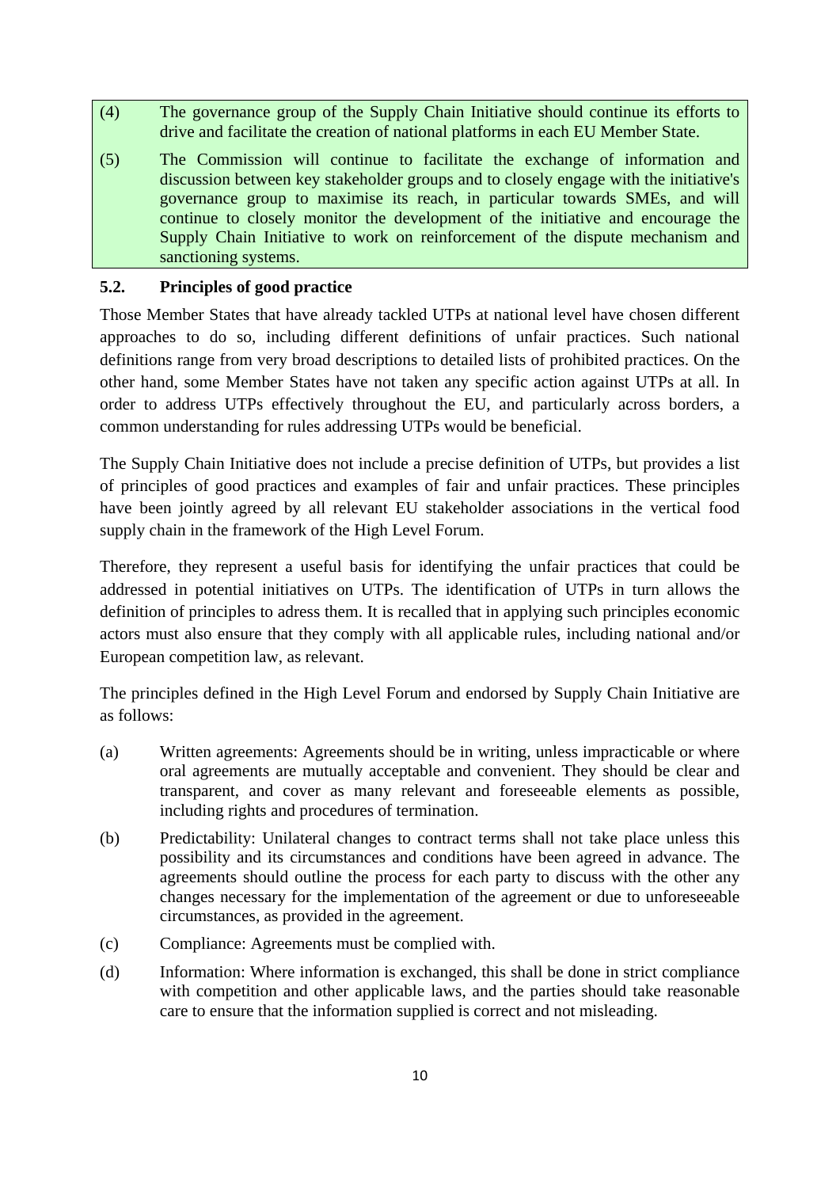(4) The governance group of the Supply Chain Initiative should continue its efforts to drive and facilitate the creation of national platforms in each EU Member State.

(5) The Commission will continue to facilitate the exchange of information and discussion between key stakeholder groups and to closely engage with the initiative's governance group to maximise its reach, in particular towards SMEs, and will continue to closely monitor the development of the initiative and encourage the Supply Chain Initiative to work on reinforcement of the dispute mechanism and sanctioning systems.

### 5.2. Principles of good practice

Those Member States that have already tackled UTPs at national level have chosen different approaches to do so, including different definitions of unfair practices. Such national definitions range from very broad descriptions to detailed lists of prohibited practices. On the other hand, some Member States have not taken any specific action against UTPs at all. In order to address UTPs effectively throughout the EU, and particularly across borders, a common understanding for rules addressing UTPs would be beneficial.

The Supply Chain Initiative does not include a precise definition of UTPs, but provides a list of principles of good practices and examples of fair and unfair practices. These principles have been jointly agreed by all relevant EU stakeholder associations in the vertical food supply chain in the framework of the High Level Forum.

Therefore, they represent a useful basis for identifying the unfair practices that could be addressed in potential initiatives on UTPs. The identification of UTPs in turn allows the definition of principles to adress them. It is recalled that in applying such principles economic actors must also ensure that they comply with all applicable rules, including national and/or European competition law, as relevant.

The principles defined in the High Level Forum and endorsed by Supply Chain Initiative are as follows:

(a) Written agreements: Agreements should be in writing, unless impracticable or where oral agreements are mutually acceptable and convenient. They should be clear and transparent, and cover as many relevant and foreseeable elements as possible, including rights and procedures of termination.

(b) Predictability: Unilateral changes to contract terms shall not take place unless this possibility and its circumstances and conditions have been agreed in advance. The agreements should outline the process for each party to discuss with the other any changes necessary for the implementation of the agreement or due to unforeseeable circumstances, as provided in the agreement.

(c) Compliance: Agreements must be complied with.

(d) Information: Where information is exchanged, this shall be done in strict compliance with competition and other applicable laws, and the parties should take reasonable care to ensure that the information supplied is correct and not misleading.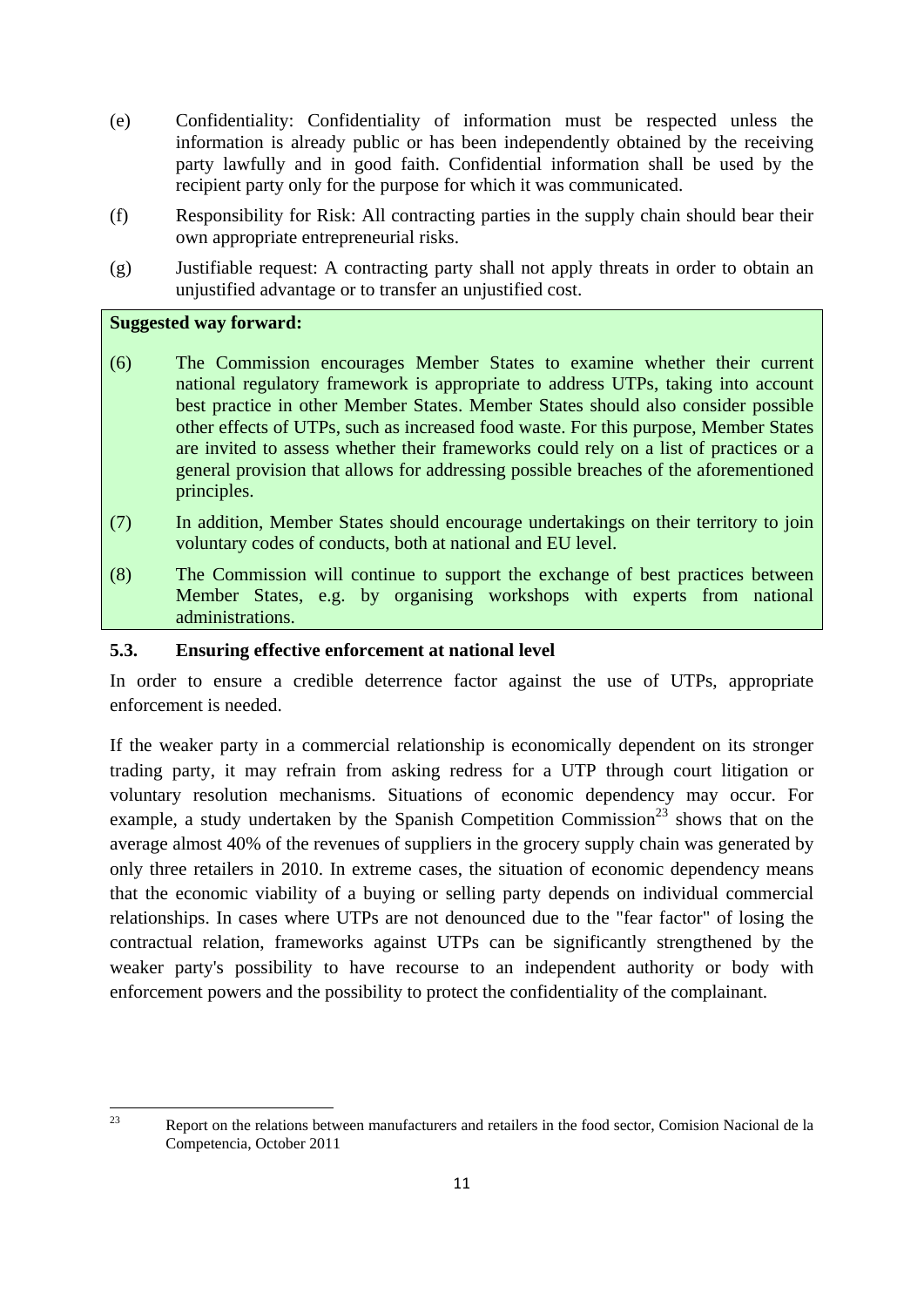(e) Confidentiality: Confidentiality of information must be respected unless the information is already public or has been independently obtained by the receiving party lawfully and in good faith. Confidential information shall be used by the recipient party only for the purpose for which it was communicated.

(f) Responsibility for Risk: All contracting parties in the supply chain should bear their own appropriate entrepreneurial risks.

(g) Justifiable request: A contracting party shall not apply threats in order to obtain an unjustified advantage or to transfer an unjustified cost.

**Suggested way forward:**

(6) The Commission encourages Member States to examine whether their current national regulatory framework is appropriate to address UTPs, taking into account best practice in other Member States. Member States should also consider possible other effects of UTPs, such as increased food waste. For this purpose, Member States are invited to assess whether their frameworks could rely on a list of practices or a general provision that allows for addressing possible breaches of the aforementioned principles.

(7) In addition, Member States should encourage undertakings on their territory to join voluntary codes of conducts, both at national and EU level.

(8) The Commission will continue to support the exchange of best practices between Member States, e.g. by organising workshops with experts from national administrations.

### 5.3. Ensuring effective enforcement at national level

In order to ensure a credible deterrence factor against the use of UTPs, appropriate enforcement is needed.

If the weaker party in a commercial relationship is economically dependent on its stronger trading party, it may refrain from asking redress for a UTP through court litigation or voluntary resolution mechanisms. Situations of economic dependency may occur. For example, a study undertaken by the Spanish Competition Commission[23] shows that on the average almost 40% of the revenues of suppliers in the grocery supply chain was generated by only three retailers in 2010. In extreme cases, the situation of economic dependency means that the economic viability of a buying or selling party depends on individual commercial relationships. In cases where UTPs are not denounced due to the "fear factor" of losing the contractual relation, frameworks against UTPs can be significantly strengthened by the weaker party's possibility to have recourse to an independent authority or body with enforcement powers and the possibility to protect the confidentiality of the complainant.

[23] Report on the relations between manufacturers and retailers in the food sector, Comision Nacional de la Competencia, October 2011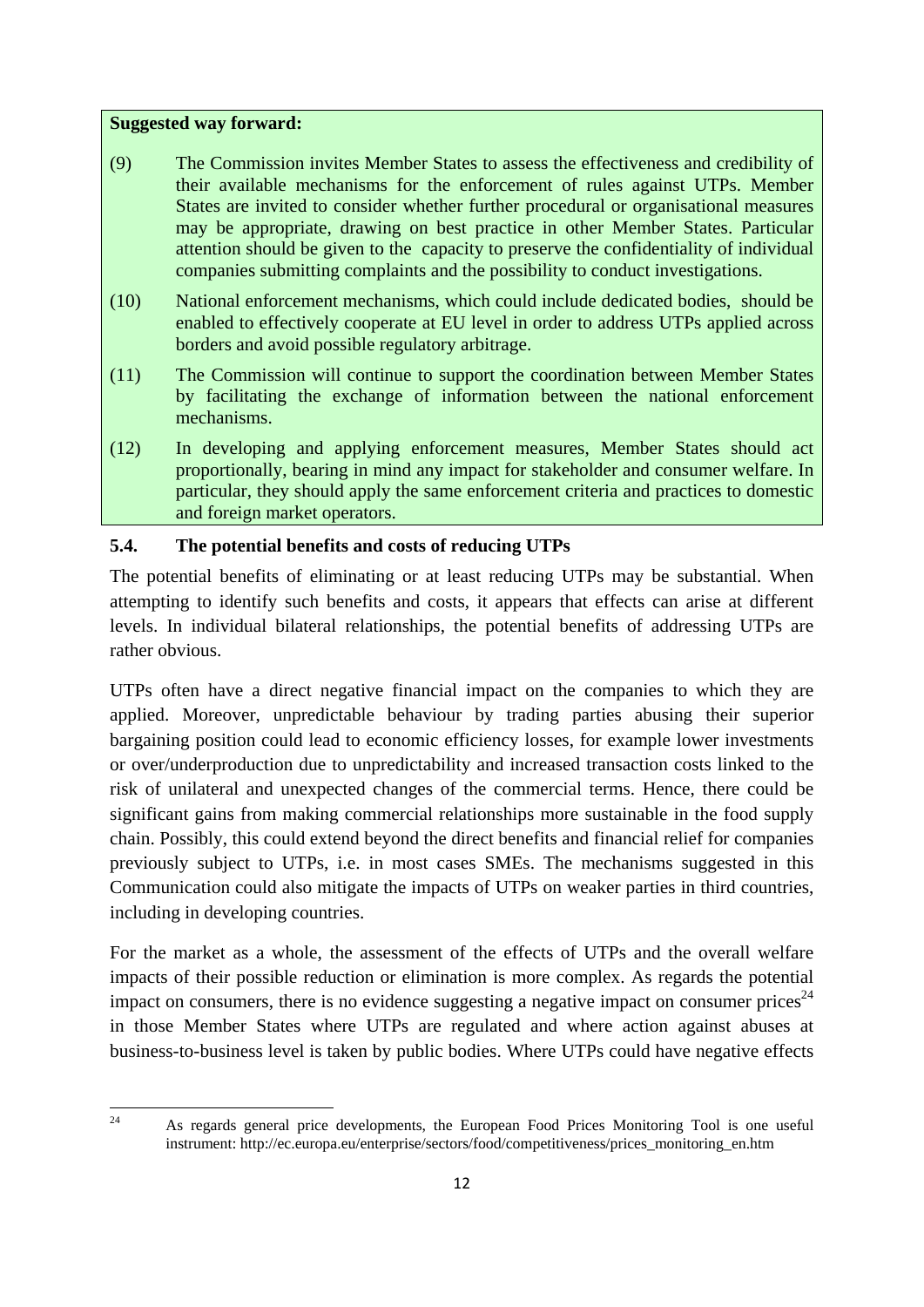**Suggested way forward:**

(9) The Commission invites Member States to assess the effectiveness and credibility of their available mechanisms for the enforcement of rules against UTPs. Member States are invited to consider whether further procedural or organisational measures may be appropriate, drawing on best practice in other Member States. Particular attention should be given to the capacity to preserve the confidentiality of individual companies submitting complaints and the possibility to conduct investigations.

(10) National enforcement mechanisms, which could include dedicated bodies, should be enabled to effectively cooperate at EU level in order to address UTPs applied across borders and avoid possible regulatory arbitrage.

(11) The Commission will continue to support the coordination between Member States by facilitating the exchange of information between the national enforcement mechanisms.

(12) In developing and applying enforcement measures, Member States should act proportionally, bearing in mind any impact for stakeholder and consumer welfare. In particular, they should apply the same enforcement criteria and practices to domestic and foreign market operators.

### 5.4. The potential benefits and costs of reducing UTPs

The potential benefits of eliminating or at least reducing UTPs may be substantial. When attempting to identify such benefits and costs, it appears that effects can arise at different levels. In individual bilateral relationships, the potential benefits of addressing UTPs are rather obvious.

UTPs often have a direct negative financial impact on the companies to which they are applied. Moreover, unpredictable behaviour by trading parties abusing their superior bargaining position could lead to economic efficiency losses, for example lower investments or over/underproduction due to unpredictability and increased transaction costs linked to the risk of unilateral and unexpected changes of the commercial terms. Hence, there could be significant gains from making commercial relationships more sustainable in the food supply chain. Possibly, this could extend beyond the direct benefits and financial relief for companies previously subject to UTPs, i.e. in most cases SMEs. The mechanisms suggested in this Communication could also mitigate the impacts of UTPs on weaker parties in third countries, including in developing countries.

For the market as a whole, the assessment of the effects of UTPs and the overall welfare impacts of their possible reduction or elimination is more complex. As regards the potential impact on consumers, there is no evidence suggesting a negative impact on consumer prices[24] in those Member States where UTPs are regulated and where action against abuses at business-to-business level is taken by public bodies. Where UTPs could have negative effects

[24] As regards general price developments, the European Food Prices Monitoring Tool is one useful instrument: http://ec.europa.eu/enterprise/sectors/food/competitiveness/prices_monitoring_en.htm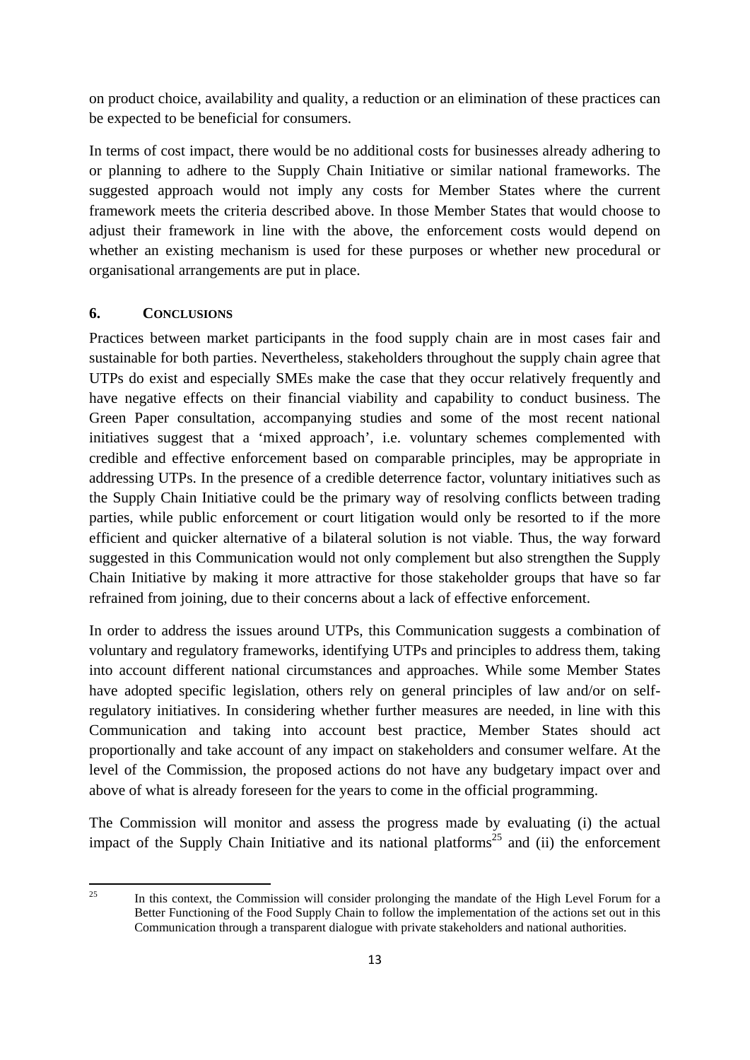on product choice, availability and quality, a reduction or an elimination of these practices can be expected to be beneficial for consumers.

In terms of cost impact, there would be no additional costs for businesses already adhering to or planning to adhere to the Supply Chain Initiative or similar national frameworks. The suggested approach would not imply any costs for Member States where the current framework meets the criteria described above. In those Member States that would choose to adjust their framework in line with the above, the enforcement costs would depend on whether an existing mechanism is used for these purposes or whether new procedural or organisational arrangements are put in place.

## 6. CONCLUSIONS

Practices between market participants in the food supply chain are in most cases fair and sustainable for both parties. Nevertheless, stakeholders throughout the supply chain agree that UTPs do exist and especially SMEs make the case that they occur relatively frequently and have negative effects on their financial viability and capability to conduct business. The Green Paper consultation, accompanying studies and some of the most recent national initiatives suggest that a 'mixed approach', i.e. voluntary schemes complemented with credible and effective enforcement based on comparable principles, may be appropriate in addressing UTPs. In the presence of a credible deterrence factor, voluntary initiatives such as the Supply Chain Initiative could be the primary way of resolving conflicts between trading parties, while public enforcement or court litigation would only be resorted to if the more efficient and quicker alternative of a bilateral solution is not viable. Thus, the way forward suggested in this Communication would not only complement but also strengthen the Supply Chain Initiative by making it more attractive for those stakeholder groups that have so far refrained from joining, due to their concerns about a lack of effective enforcement.

In order to address the issues around UTPs, this Communication suggests a combination of voluntary and regulatory frameworks, identifying UTPs and principles to address them, taking into account different national circumstances and approaches. While some Member States have adopted specific legislation, others rely on general principles of law and/or on self-regulatory initiatives. In considering whether further measures are needed, in line with this Communication and taking into account best practice, Member States should act proportionally and take account of any impact on stakeholders and consumer welfare. At the level of the Commission, the proposed actions do not have any budgetary impact over and above of what is already foreseen for the years to come in the official programming.

The Commission will monitor and assess the progress made by evaluating (i) the actual impact of the Supply Chain Initiative and its national platforms[25] and (ii) the enforcement

---

[25] In this context, the Commission will consider prolonging the mandate of the High Level Forum for a Better Functioning of the Food Supply Chain to follow the implementation of the actions set out in this Communication through a transparent dialogue with private stakeholders and national authorities.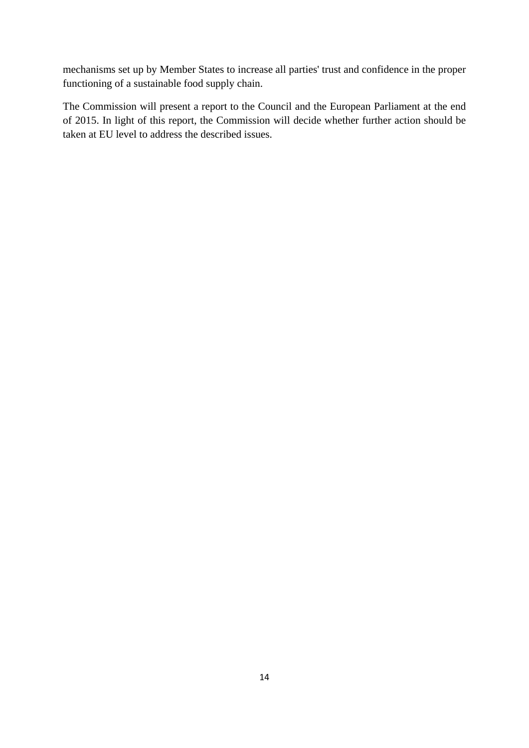mechanisms set up by Member States to increase all parties' trust and confidence in the proper functioning of a sustainable food supply chain.

The Commission will present a report to the Council and the European Parliament at the end of 2015. In light of this report, the Commission will decide whether further action should be taken at EU level to address the described issues.